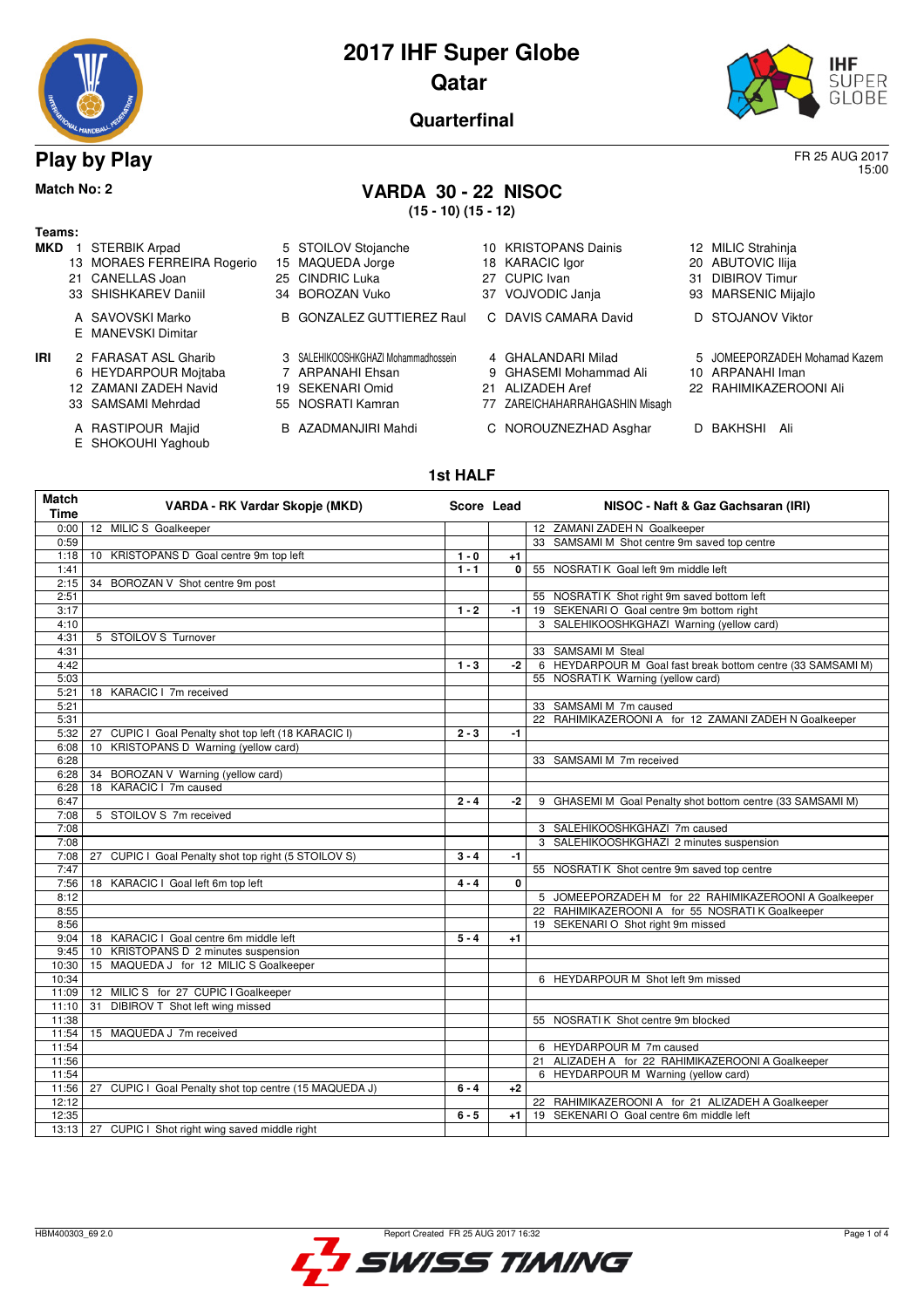# 2017 IHF Super Globe

## Qatar

### Quarterfinal

## Play by Play

FR 25 AUG 2017
15:00

**Match No: 2**

## VARDA 30 - 22 NISOC

**(15 - 10) (15 - 12)**

**Teams:**

**MKD**

1 STERBIK Arpad
5 STOILOV Stojanche
10 KRISTOPANS Dainis
12 MILIC Strahinja
13 MORAES FERREIRA Rogerio
15 MAQUEDA Jorge
18 KARACIC Igor
20 ABUTOVIC Ilija
21 CANELLAS Joan
25 CINDRIC Luka
27 CUPIC Ivan
31 DIBIROV Timur
33 SHISHKAREV Daniil
34 BOROZAN Vuko
37 VOJVODIC Janja
93 MARSENIC Mijajlo

A SAVOVSKI Marko
B GONZALEZ GUTTIEREZ Raul
C DAVIS CAMARA David
D STOJANOV Viktor
E MANEVSKI Dimitar

**IRI**

2 FARASAT ASL Gharib
3 SALEHIKOOSHKGHAZI Mohammadhossein
4 GHALANDARI Milad
5 JOMEEPORZADEH Mohamad Kazem
6 HEYDARPOUR Mojtaba
7 ARPANAHI Ehsan
9 GHASEMI Mohammad Ali
10 ARPANAHI Iman
12 ZAMANI ZADEH Navid
19 SEKENARI Omid
21 ALIZADEH Aref
22 RAHIMIKAZEROONI Ali
33 SAMSAMI Mehrdad
55 NOSRATI Kamran
77 ZAREICHAHARRAHGASHIN Misagh

A RASTIPOUR Majid
B AZADMANJIRI Mahdi
C NOROUZNEZHAD Asghar
D BAKHSHI Ali
E SHOKOUHI Yaghoub

### 1st HALF

| Match Time | VARDA - RK Vardar Skopje (MKD) | Score | Lead | NISOC - Naft & Gaz Gachsaran (IRI) |
|---|---|---|---|---|
| 0:00 | 12 MILIC S Goalkeeper | | | 12 ZAMANI ZADEH N Goalkeeper |
| 0:59 | | | | 33 SAMSAMI M Shot centre 9m saved top centre |
| 1:18 | 10 KRISTOPANS D Goal centre 9m top left | 1 - 0 | +1 | |
| 1:41 | | 1 - 1 | 0 | 55 NOSRATI K Goal left 9m middle left |
| 2:15 | 34 BOROZAN V Shot centre 9m post | | | |
| 2:51 | | | | 55 NOSRATI K Shot right 9m saved bottom left |
| 3:17 | | 1 - 2 | -1 | 19 SEKENARI O Goal centre 9m bottom right |
| 4:10 | | | | 3 SALEHIKOOSHKGHAZI Warning (yellow card) |
| 4:31 | 5 STOILOV S Turnover | | | |
| 4:31 | | | | 33 SAMSAMI M Steal |
| 4:42 | | 1 - 3 | -2 | 6 HEYDARPOUR M Goal fast break bottom centre (33 SAMSAMI M) |
| 5:03 | | | | 55 NOSRATI K Warning (yellow card) |
| 5:21 | 18 KARACIC I 7m received | | | |
| 5:21 | | | | 33 SAMSAMI M 7m caused |
| 5:31 | | | | 22 RAHIMIKAZEROONI A for 12 ZAMANI ZADEH N Goalkeeper |
| 5:32 | 27 CUPIC I Goal Penalty shot top left (18 KARACIC I) | 2 - 3 | -1 | |
| 6:08 | 10 KRISTOPANS D Warning (yellow card) | | | |
| 6:28 | | | | 33 SAMSAMI M 7m received |
| 6:28 | 34 BOROZAN V Warning (yellow card) | | | |
| 6:28 | 18 KARACIC I 7m caused | | | |
| 6:47 | | 2 - 4 | -2 | 9 GHASEMI M Goal Penalty shot bottom centre (33 SAMSAMI M) |
| 7:08 | 5 STOILOV S 7m received | | | |
| 7:08 | | | | 3 SALEHIKOOSHKGHAZI 7m caused |
| 7:08 | | | | 3 SALEHIKOOSHKGHAZI 2 minutes suspension |
| 7:08 | 27 CUPIC I Goal Penalty shot top right (5 STOILOV S) | 3 - 4 | -1 | |
| 7:47 | | | | 55 NOSRATI K Shot centre 9m saved top centre |
| 7:56 | 18 KARACIC I Goal left 6m top left | 4 - 4 | 0 | |
| 8:12 | | | | 5 JOMEEPORZADEH M for 22 RAHIMIKAZEROONI A Goalkeeper |
| 8:55 | | | | 22 RAHIMIKAZEROONI A for 55 NOSRATI K Goalkeeper |
| 8:56 | | | | 19 SEKENARI O Shot right 9m missed |
| 9:04 | 18 KARACIC I Goal centre 6m middle left | 5 - 4 | +1 | |
| 9:45 | 10 KRISTOPANS D 2 minutes suspension | | | |
| 10:30 | 15 MAQUEDA J for 12 MILIC S Goalkeeper | | | |
| 10:34 | | | | 6 HEYDARPOUR M Shot left 9m missed |
| 11:09 | 12 MILIC S for 27 CUPIC I Goalkeeper | | | |
| 11:10 | 31 DIBIROV T Shot left wing missed | | | |
| 11:38 | | | | 55 NOSRATI K Shot centre 9m blocked |
| 11:54 | 15 MAQUEDA J 7m received | | | |
| 11:54 | | | | 6 HEYDARPOUR M 7m caused |
| 11:56 | | | | 21 ALIZADEH A for 22 RAHIMIKAZEROONI A Goalkeeper |
| 11:54 | | | | 6 HEYDARPOUR M Warning (yellow card) |
| 11:56 | 27 CUPIC I Goal Penalty shot top centre (15 MAQUEDA J) | 6 - 4 | +2 | |
| 12:12 | | | | 22 RAHIMIKAZEROONI A for 21 ALIZADEH A Goalkeeper |
| 12:35 | | 6 - 5 | +1 | 19 SEKENARI O Goal centre 6m middle left |
| 13:13 | 27 CUPIC I Shot right wing saved middle right | | | |

HBM400303_69 2.0 Report Created FR 25 AUG 2017 16:32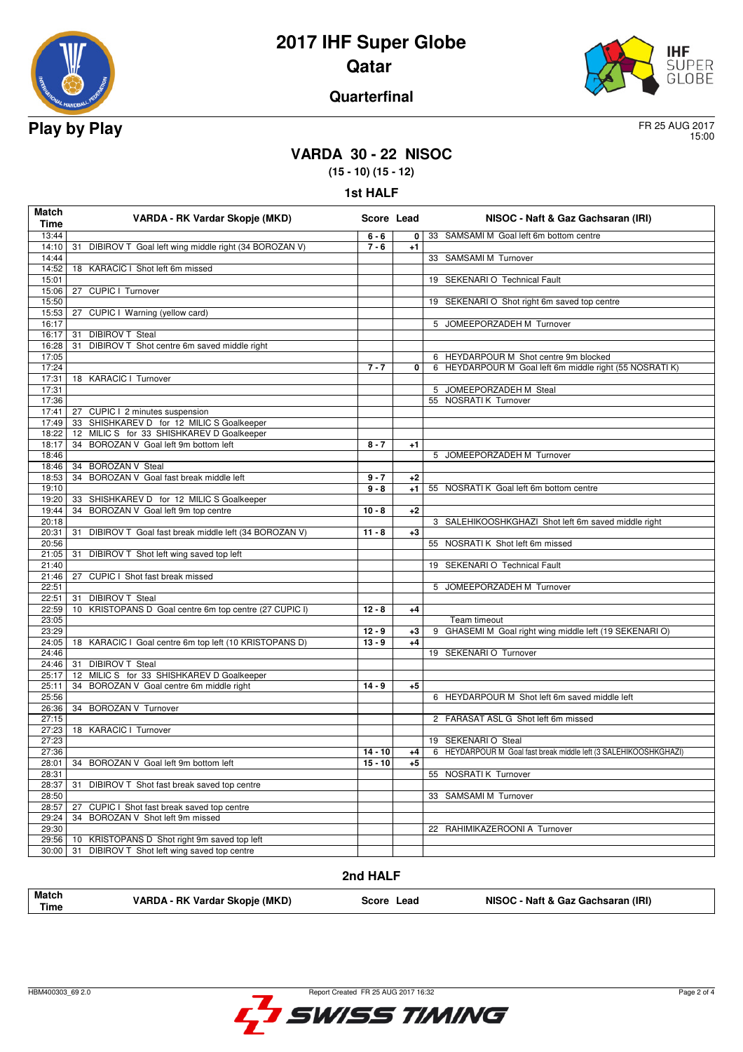# 2017 IHF Super Globe

## Qatar

### Quarterfinal

**Play by Play**

FR 25 AUG 2017
15:00

## VARDA 30 - 22 NISOC

**(15 - 10) (15 - 12)**

### 1st HALF

| Match Time | VARDA - RK Vardar Skopje (MKD) | Score | Lead | NISOC - Naft & Gaz Gachsaran (IRI) |
|---|---|---|---|---|
| 13:44 | | 6 - 6 | 0 | 33 SAMSAMI M Goal left 6m bottom centre |
| 14:10 | 31 DIBIROV T Goal left wing middle right (34 BOROZAN V) | 7 - 6 | +1 | |
| 14:44 | | | | 33 SAMSAMI M Turnover |
| 14:52 | 18 KARACIC I Shot left 6m missed | | | |
| 15:01 | | | | 19 SEKENARI O Technical Fault |
| 15:06 | 27 CUPIC I Turnover | | | |
| 15:50 | | | | 19 SEKENARI O Shot right 6m saved top centre |
| 15:53 | 27 CUPIC I Warning (yellow card) | | | |
| 16:17 | | | | 5 JOMEEPORZADEH M Turnover |
| 16:17 | 31 DIBIROV T Steal | | | |
| 16:28 | 31 DIBIROV T Shot centre 6m saved middle right | | | |
| 17:05 | | | | 6 HEYDARPOUR M Shot centre 9m blocked |
| 17:24 | | 7 - 7 | 0 | 6 HEYDARPOUR M Goal left 6m middle right (55 NOSRATI K) |
| 17:31 | 18 KARACIC I Turnover | | | |
| 17:31 | | | | 5 JOMEEPORZADEH M Steal |
| 17:36 | | | | 55 NOSRATI K Turnover |
| 17:41 | 27 CUPIC I 2 minutes suspension | | | |
| 17:49 | 33 SHISHKAREV D for 12 MILIC S Goalkeeper | | | |
| 18:22 | 12 MILIC S for 33 SHISHKAREV D Goalkeeper | | | |
| 18:17 | 34 BOROZAN V Goal left 9m bottom left | 8 - 7 | +1 | |
| 18:46 | | | | 5 JOMEEPORZADEH M Turnover |
| 18:46 | 34 BOROZAN V Steal | | | |
| 18:53 | 34 BOROZAN V Goal fast break middle left | 9 - 7 | +2 | |
| 19:10 | | 9 - 8 | +1 | 55 NOSRATI K Goal left 6m bottom centre |
| 19:20 | 33 SHISHKAREV D for 12 MILIC S Goalkeeper | | | |
| 19:44 | 34 BOROZAN V Goal left 9m top centre | 10 - 8 | +2 | |
| 20:18 | | | | 3 SALEHIKOOSHKGHAZI Shot left 6m saved middle right |
| 20:31 | 31 DIBIROV T Goal fast break middle left (34 BOROZAN V) | 11 - 8 | +3 | |
| 20:56 | | | | 55 NOSRATI K Shot left 6m missed |
| 21:05 | 31 DIBIROV T Shot left wing saved top left | | | |
| 21:40 | | | | 19 SEKENARI O Technical Fault |
| 21:46 | 27 CUPIC I Shot fast break missed | | | |
| 22:51 | | | | 5 JOMEEPORZADEH M Turnover |
| 22:51 | 31 DIBIROV T Steal | | | |
| 22:59 | 10 KRISTOPANS D Goal centre 6m top centre (27 CUPIC I) | 12 - 8 | +4 | |
| 23:05 | | | | Team timeout |
| 23:29 | | 12 - 9 | +3 | 9 GHASEMI M Goal right wing middle left (19 SEKENARI O) |
| 24:05 | 18 KARACIC I Goal centre 6m top left (10 KRISTOPANS D) | 13 - 9 | +4 | |
| 24:46 | | | | 19 SEKENARI O Turnover |
| 24:46 | 31 DIBIROV T Steal | | | |
| 25:17 | 12 MILIC S for 33 SHISHKAREV D Goalkeeper | | | |
| 25:11 | 34 BOROZAN V Goal centre 6m middle right | 14 - 9 | +5 | |
| 25:56 | | | | 6 HEYDARPOUR M Shot left 6m saved middle left |
| 26:36 | 34 BOROZAN V Turnover | | | |
| 27:15 | | | | 2 FARASAT ASL G Shot left 6m missed |
| 27:23 | 18 KARACIC I Turnover | | | |
| 27:23 | | | | 19 SEKENARI O Steal |
| 27:36 | | 14 - 10 | +4 | 6 HEYDARPOUR M Goal fast break middle left (3 SALEHIKOOSHKGHAZI) |
| 28:01 | 34 BOROZAN V Goal left 9m bottom left | 15 - 10 | +5 | |
| 28:31 | | | | 55 NOSRATI K Turnover |
| 28:37 | 31 DIBIROV T Shot fast break saved top centre | | | |
| 28:50 | | | | 33 SAMSAMI M Turnover |
| 28:57 | 27 CUPIC I Shot fast break saved top centre | | | |
| 29:24 | 34 BOROZAN V Shot left 9m missed | | | |
| 29:30 | | | | 22 RAHIMIKAZEROONI A Turnover |
| 29:56 | 10 KRISTOPANS D Shot right 9m saved top left | | | |
| 30:00 | 31 DIBIROV T Shot left wing saved top centre | | | |

### 2nd HALF

| Match Time | VARDA - RK Vardar Skopje (MKD) | Score | Lead | NISOC - Naft & Gaz Gachsaran (IRI) |
|---|---|---|---|---|

HBM400303_69 2.0 Report Created FR 25 AUG 2017 16:32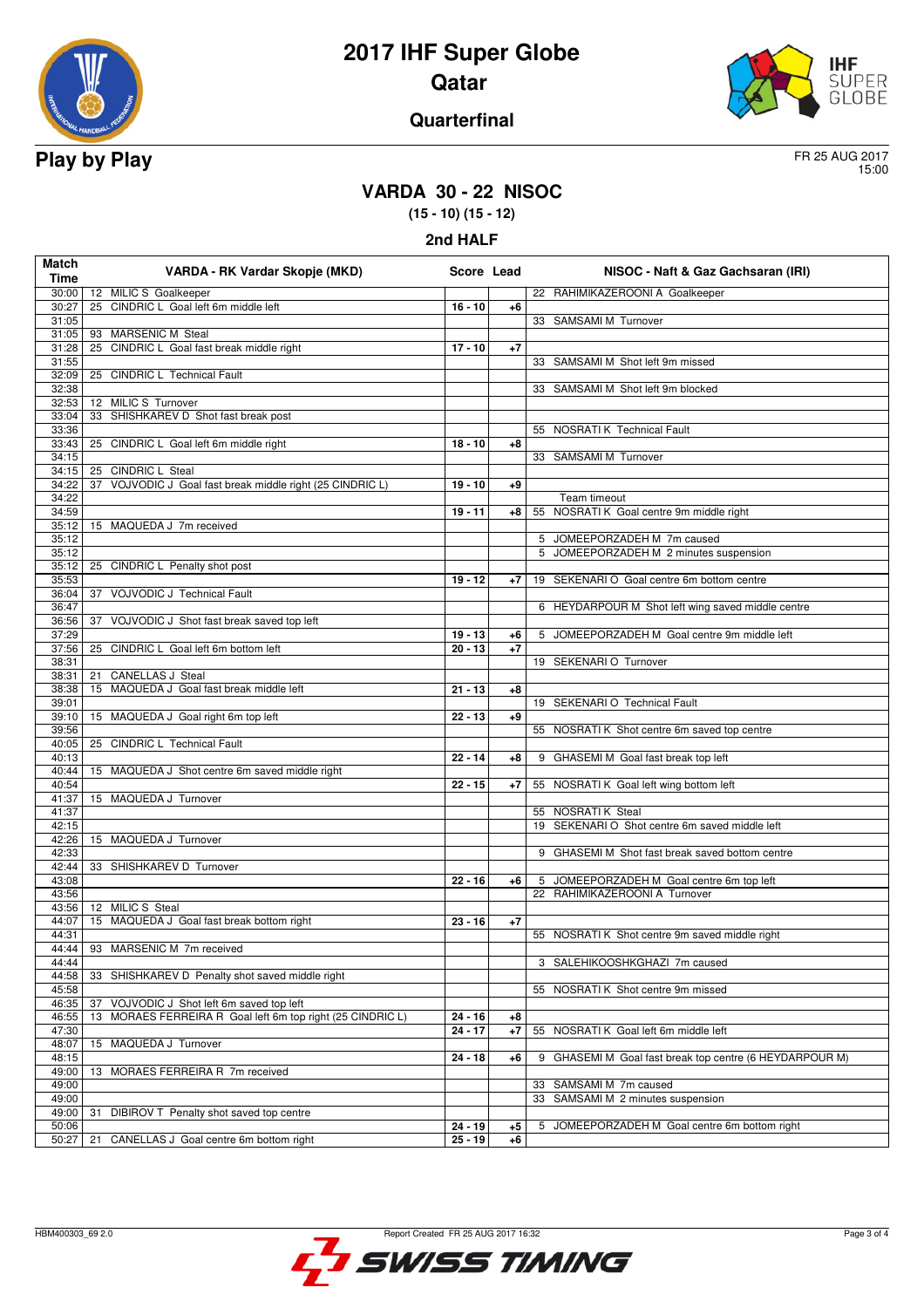# 2017 IHF Super Globe

## Qatar

### Quarterfinal

**Play by Play**

FR 25 AUG 2017
15:00

## VARDA 30 - 22 NISOC

**(15 - 10) (15 - 12)**

### 2nd HALF

| Match Time | VARDA - RK Vardar Skopje (MKD) | Score | Lead | NISOC - Naft & Gaz Gachsaran (IRI) |
|---|---|---|---|---|
| 30:00 | 12 MILIC S Goalkeeper | | | 22 RAHIMIKAZEROONI A Goalkeeper |
| 30:27 | 25 CINDRIC L Goal left 6m middle left | 16 - 10 | +6 | |
| 31:05 | | | | 33 SAMSAMI M Turnover |
| 31:05 | 93 MARSENIC M Steal | | | |
| 31:28 | 25 CINDRIC L Goal fast break middle right | 17 - 10 | +7 | |
| 31:55 | | | | 33 SAMSAMI M Shot left 9m missed |
| 32:09 | 25 CINDRIC L Technical Fault | | | |
| 32:38 | | | | 33 SAMSAMI M Shot left 9m blocked |
| 32:53 | 12 MILIC S Turnover | | | |
| 33:04 | 33 SHISHKAREV D Shot fast break post | | | |
| 33:36 | | | | 55 NOSRATI K Technical Fault |
| 33:43 | 25 CINDRIC L Goal left 6m middle right | 18 - 10 | +8 | |
| 34:15 | | | | 33 SAMSAMI M Turnover |
| 34:15 | 25 CINDRIC L Steal | | | |
| 34:22 | 37 VOJVODIC J Goal fast break middle right (25 CINDRIC L) | 19 - 10 | +9 | |
| 34:22 | | | | Team timeout |
| 34:59 | | 19 - 11 | +8 | 55 NOSRATI K Goal centre 9m middle right |
| 35:12 | 15 MAQUEDA J 7m received | | | |
| 35:12 | | | | 5 JOMEEPORZADEH M 7m caused |
| 35:12 | | | | 5 JOMEEPORZADEH M 2 minutes suspension |
| 35:12 | 25 CINDRIC L Penalty shot post | | | |
| 35:53 | | 19 - 12 | +7 | 19 SEKENARI O Goal centre 6m bottom centre |
| 36:04 | 37 VOJVODIC J Technical Fault | | | |
| 36:47 | | | | 6 HEYDARPOUR M Shot left wing saved middle centre |
| 36:56 | 37 VOJVODIC J Shot fast break saved top left | | | |
| 37:29 | | 19 - 13 | +6 | 5 JOMEEPORZADEH M Goal centre 9m middle left |
| 37:56 | 25 CINDRIC L Goal left 6m bottom left | 20 - 13 | +7 | |
| 38:31 | | | | 19 SEKENARI O Turnover |
| 38:31 | 21 CANELLAS J Steal | | | |
| 38:38 | 15 MAQUEDA J Goal fast break middle left | 21 - 13 | +8 | |
| 39:01 | | | | 19 SEKENARI O Technical Fault |
| 39:10 | 15 MAQUEDA J Goal right 6m top left | 22 - 13 | +9 | |
| 39:56 | | | | 55 NOSRATI K Shot centre 6m saved top centre |
| 40:05 | 25 CINDRIC L Technical Fault | | | |
| 40:13 | | 22 - 14 | +8 | 9 GHASEMI M Goal fast break top left |
| 40:44 | 15 MAQUEDA J Shot centre 6m saved middle right | | | |
| 40:54 | | 22 - 15 | +7 | 55 NOSRATI K Goal left wing bottom left |
| 41:37 | 15 MAQUEDA J Turnover | | | |
| 41:37 | | | | 55 NOSRATI K Steal |
| 42:15 | | | | 19 SEKENARI O Shot centre 6m saved middle left |
| 42:26 | 15 MAQUEDA J Turnover | | | |
| 42:33 | | | | 9 GHASEMI M Shot fast break saved bottom centre |
| 42:44 | 33 SHISHKAREV D Turnover | | | |
| 43:08 | | 22 - 16 | +6 | 5 JOMEEPORZADEH M Goal centre 6m top left |
| 43:56 | | | | 22 RAHIMIKAZEROONI A Turnover |
| 43:56 | 12 MILIC S Steal | | | |
| 44:07 | 15 MAQUEDA J Goal fast break bottom right | 23 - 16 | +7 | |
| 44:31 | | | | 55 NOSRATI K Shot centre 9m saved middle right |
| 44:44 | 93 MARSENIC M 7m received | | | |
| 44:44 | | | | 3 SALEHIKOOSHKGHAZI 7m caused |
| 44:58 | 33 SHISHKAREV D Penalty shot saved middle right | | | |
| 45:58 | | | | 55 NOSRATI K Shot centre 9m missed |
| 46:35 | 37 VOJVODIC J Shot left 6m saved top left | | | |
| 46:55 | 13 MORAES FERREIRA R Goal left 6m top right (25 CINDRIC L) | 24 - 16 | +8 | |
| 47:30 | | 24 - 17 | +7 | 55 NOSRATI K Goal left 6m middle left |
| 48:07 | 15 MAQUEDA J Turnover | | | |
| 48:15 | | 24 - 18 | +6 | 9 GHASEMI M Goal fast break top centre (6 HEYDARPOUR M) |
| 49:00 | 13 MORAES FERREIRA R 7m received | | | |
| 49:00 | | | | 33 SAMSAMI M 7m caused |
| 49:00 | | | | 33 SAMSAMI M 2 minutes suspension |
| 49:00 | 31 DIBIROV T Penalty shot saved top centre | | | |
| 50:06 | | 24 - 19 | +5 | 5 JOMEEPORZADEH M Goal centre 6m bottom right |
| 50:27 | 21 CANELLAS J Goal centre 6m bottom right | 25 - 19 | +6 | |

HBM400303_69 2.0 Report Created FR 25 AUG 2017 16:32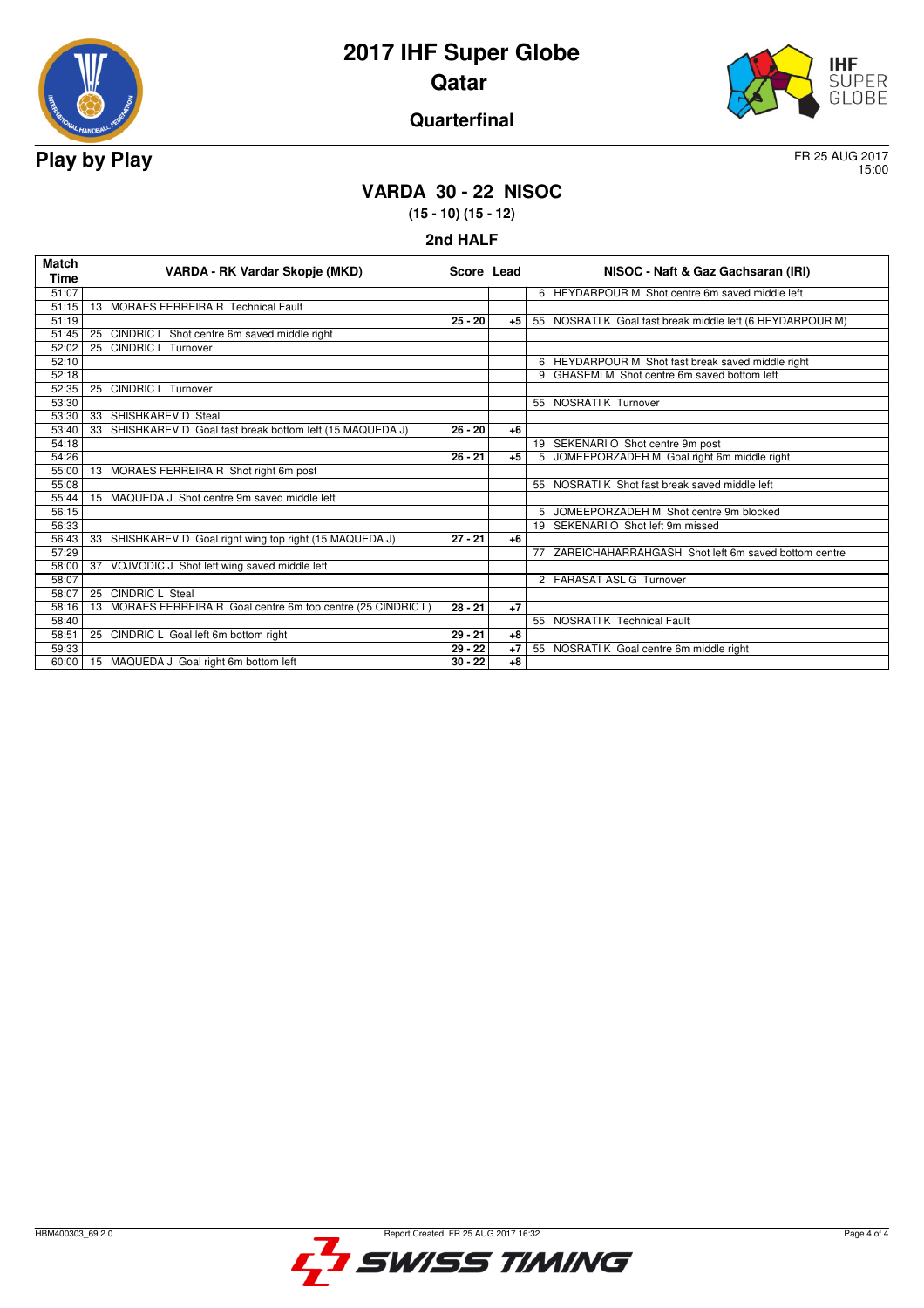# 2017 IHF Super Globe

## Qatar

### Quarterfinal

**Play by Play**

FR 25 AUG 2017
15:00

## VARDA 30 - 22 NISOC

**(15 - 10) (15 - 12)**

### 2nd HALF

| Match Time | VARDA - RK Vardar Skopje (MKD) | Score | Lead | NISOC - Naft & Gaz Gachsaran (IRI) |
|---|---|---|---|---|
| 51:07 | | | | 6 HEYDARPOUR M Shot centre 6m saved middle left |
| 51:15 | 13 MORAES FERREIRA R Technical Fault | | | |
| 51:19 | | 25 - 20 | +5 | 55 NOSRATI K Goal fast break middle left (6 HEYDARPOUR M) |
| 51:45 | 25 CINDRIC L Shot centre 6m saved middle right | | | |
| 52:02 | 25 CINDRIC L Turnover | | | |
| 52:10 | | | | 6 HEYDARPOUR M Shot fast break saved middle right |
| 52:18 | | | | 9 GHASEMI M Shot centre 6m saved bottom left |
| 52:35 | 25 CINDRIC L Turnover | | | |
| 53:30 | | | | 55 NOSRATI K Turnover |
| 53:30 | 33 SHISHKAREV D Steal | | | |
| 53:40 | 33 SHISHKAREV D Goal fast break bottom left (15 MAQUEDA J) | 26 - 20 | +6 | |
| 54:18 | | | | 19 SEKENARI O Shot centre 9m post |
| 54:26 | | 26 - 21 | +5 | 5 JOMEEPORZADEH M Goal right 6m middle right |
| 55:00 | 13 MORAES FERREIRA R Shot right 6m post | | | |
| 55:08 | | | | 55 NOSRATI K Shot fast break saved middle left |
| 55:44 | 15 MAQUEDA J Shot centre 9m saved middle left | | | |
| 56:15 | | | | 5 JOMEEPORZADEH M Shot centre 9m blocked |
| 56:33 | | | | 19 SEKENARI O Shot left 9m missed |
| 56:43 | 33 SHISHKAREV D Goal right wing top right (15 MAQUEDA J) | 27 - 21 | +6 | |
| 57:29 | | | | 77 ZAREICHAHARRAHGASH Shot left 6m saved bottom centre |
| 58:00 | 37 VOJVODIC J Shot left wing saved middle left | | | |
| 58:07 | | | | 2 FARASAT ASL G Turnover |
| 58:07 | 25 CINDRIC L Steal | | | |
| 58:16 | 13 MORAES FERREIRA R Goal centre 6m top centre (25 CINDRIC L) | 28 - 21 | +7 | |
| 58:40 | | | | 55 NOSRATI K Technical Fault |
| 58:51 | 25 CINDRIC L Goal left 6m bottom right | 29 - 21 | +8 | |
| 59:33 | | 29 - 22 | +7 | 55 NOSRATI K Goal centre 6m middle right |
| 60:00 | 15 MAQUEDA J Goal right 6m bottom left | 30 - 22 | +8 | |

HBM400303_69 2.0 | Report Created FR 25 AUG 2017 16:32